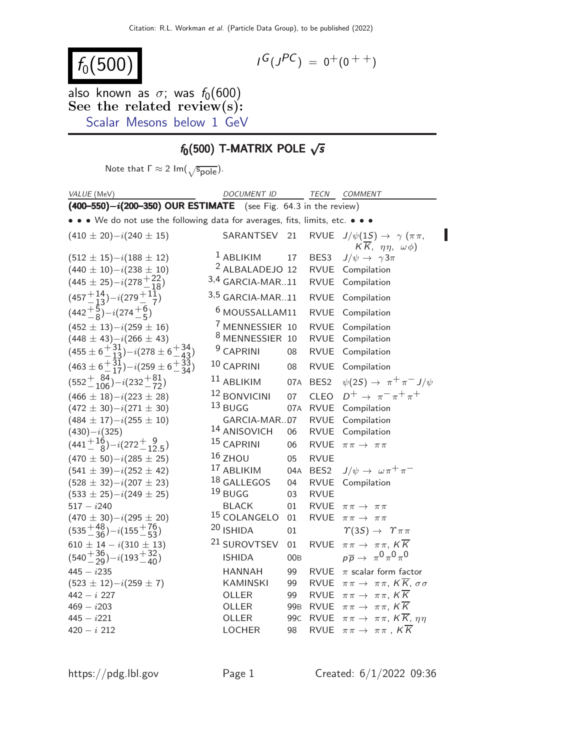# $f_0(500)$

$I^G(J^{PC}) = 0^+(0^{++})$

also known as $\sigma$; was $f_0(600)$

**See the related review(s):**

Scalar Mesons below 1 GeV

## $f_0(500)$ T-MATRIX POLE $\sqrt{s}$

Note that $\Gamma \approx 2\ \mathrm{Im}(\sqrt{s_{\mathrm{pole}}})$.

| VALUE (MeV) | DOCUMENT ID | | TECN | COMMENT |
|---|---|---|---|---|
| **(400–550)$-i$(200–350) OUR ESTIMATE** | (see Fig. 64.3 in the review) | | | |
| • • • We do not use the following data for averages, fits, limits, etc. • • • | | | | |
| $(410 \pm 20)-i(240 \pm 15)$ | SARANTSEV | 21 | RVUE | $J/\psi(1S) \to \gamma\,(\pi\pi,\ K\overline{K},\ \eta\eta,\ \omega\phi)$ |
| $(512 \pm 15)-i(188 \pm 12)$ | [1] ABLIKIM | 17 | BES3 | $J/\psi \to \gamma 3\pi$ |
| $(440 \pm 10)-i(238 \pm 10)$ | [2] ALBALADEJO | 12 | RVUE | Compilation |
| $(445 \pm 25)-i(278^{+22}_{-18})$ | [3,4] GARCIA-MAR...11 | | RVUE | Compilation |
| $(457^{+14}_{-13})-i(279^{+11}_{-7})$ | [3,5] GARCIA-MAR...11 | | RVUE | Compilation |
| $(442^{+5}_{-8})-i(274^{+6}_{-5})$ | [6] MOUSSALLAM11 | | RVUE | Compilation |
| $(452 \pm 13)-i(259 \pm 16)$ | [7] MENNESSIER | 10 | RVUE | Compilation |
| $(448 \pm 43)-i(266 \pm 43)$ | [8] MENNESSIER | 10 | RVUE | Compilation |
| $(455 \pm 6^{+31}_{-13})-i(278 \pm 6^{+34}_{-43})$ | [9] CAPRINI | 08 | RVUE | Compilation |
| $(463 \pm 6^{+31}_{-17})-i(259 \pm 6^{+33}_{-34})$ | [10] CAPRINI | 08 | RVUE | Compilation |
| $(552^{+\ 84}_{-106})-i(232^{+81}_{-72})$ | [11] ABLIKIM | 07A | BES2 | $\psi(2S) \to \pi^+\pi^- J/\psi$ |
| $(466 \pm 18)-i(223 \pm 28)$ | [12] BONVICINI | 07 | CLEO | $D^+ \to \pi^-\pi^+\pi^+$ |
| $(472 \pm 30)-i(271 \pm 30)$ | [13] BUGG | 07A | RVUE | Compilation |
| $(484 \pm 17)-i(255 \pm 10)$ | GARCIA-MAR...07 | | RVUE | Compilation |
| $(430)-i(325)$ | [14] ANISOVICH | 06 | RVUE | Compilation |
| $(441^{+16}_{-8})-i(272^{+\ 9}_{-12.5})$ | [15] CAPRINI | 06 | RVUE | $\pi\pi \to \pi\pi$ |
| $(470 \pm 50)-i(285 \pm 25)$ | [16] ZHOU | 05 | RVUE | |
| $(541 \pm 39)-i(252 \pm 42)$ | [17] ABLIKIM | 04A | BES2 | $J/\psi \to \omega\pi^+\pi^-$ |
| $(528 \pm 32)-i(207 \pm 23)$ | [18] GALLEGOS | 04 | RVUE | Compilation |
| $(533 \pm 25)-i(249 \pm 25)$ | [19] BUGG | 03 | RVUE | |
| $517 - i240$ | BLACK | 01 | RVUE | $\pi\pi \to \pi\pi$ |
| $(470 \pm 30)-i(295 \pm 20)$ | [15] COLANGELO | 01 | RVUE | $\pi\pi \to \pi\pi$ |
| $(535^{+48}_{-36})-i(155^{+76}_{-53})$ | [20] ISHIDA | 01 | | $\Upsilon(3S) \to \Upsilon\pi\pi$ |
| $610 \pm 14 - i(310 \pm 13)$ | [21] SUROVTSEV | 01 | RVUE | $\pi\pi \to \pi\pi,\ K\overline{K}$ |
| $(540^{+36}_{-29})-i(193^{+32}_{-40})$ | ISHIDA | 00B | | $p\overline{p} \to \pi^0\pi^0\pi^0$ |
| $445 - i235$ | HANNAH | 99 | RVUE | $\pi$ scalar form factor |
| $(523 \pm 12)-i(259 \pm 7)$ | KAMINSKI | 99 | RVUE | $\pi\pi \to \pi\pi,\ K\overline{K},\ \sigma\sigma$ |
| $442 - i\ 227$ | OLLER | 99 | RVUE | $\pi\pi \to \pi\pi,\ K\overline{K}$ |
| $469 - i203$ | OLLER | 99B | RVUE | $\pi\pi \to \pi\pi,\ K\overline{K}$ |
| $445 - i221$ | OLLER | 99C | RVUE | $\pi\pi \to \pi\pi,\ K\overline{K},\ \eta\eta$ |
| $420 - i\ 212$ | LOCHER | 98 | RVUE | $\pi\pi \to \pi\pi\ ,\ K\overline{K}$ |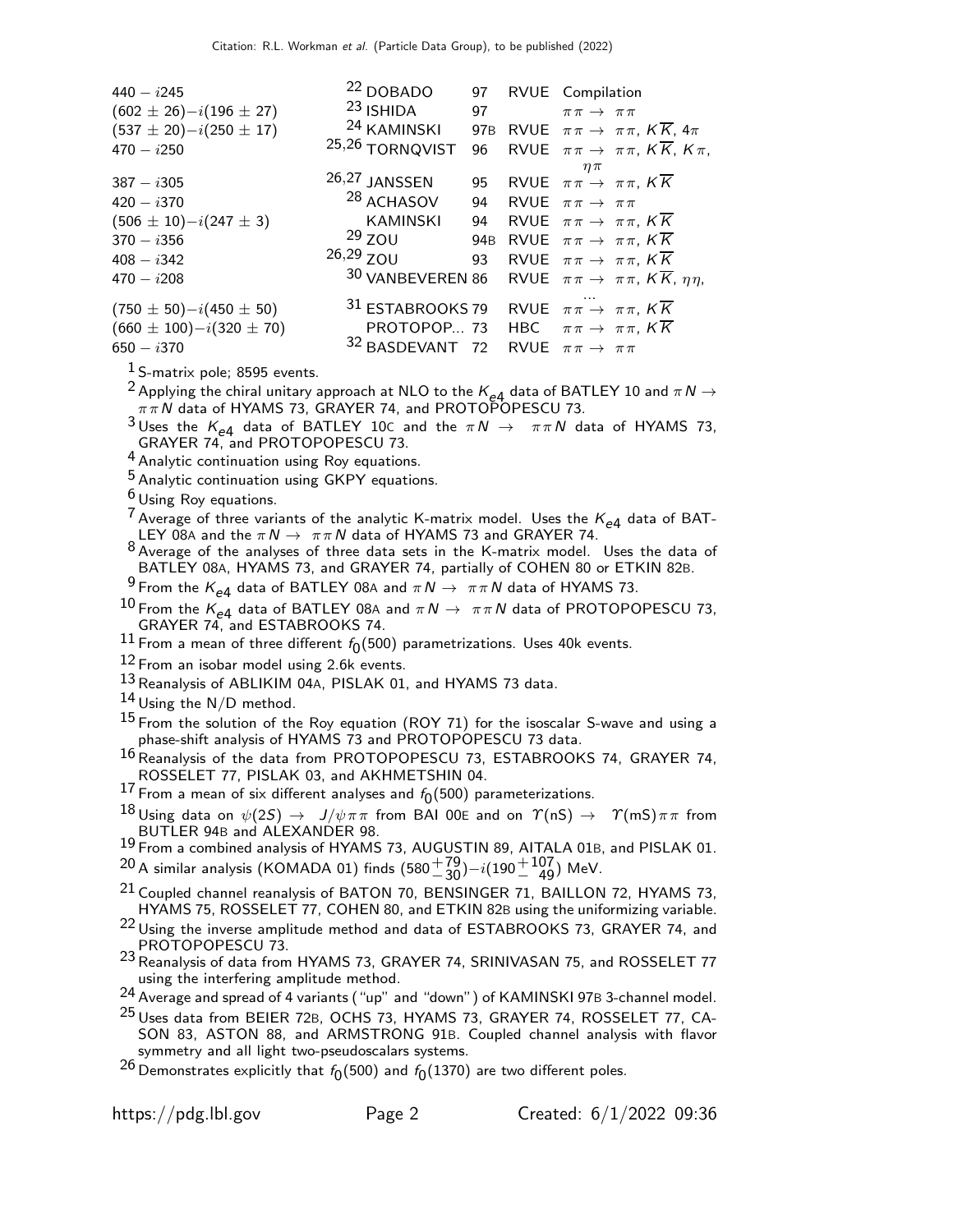| | | | | |
|---|---|---|---|---|
| $440 - i245$ | [22] DOBADO | 97 | RVUE | Compilation |
| $(602 \pm 26) - i(196 \pm 27)$ | [23] ISHIDA | 97 | | $\pi\pi \to \pi\pi$ |
| $(537 \pm 20) - i(250 \pm 17)$ | [24] KAMINSKI | 97B | RVUE | $\pi\pi \to \pi\pi$, $K\overline{K}$, $4\pi$ |
| $470 - i250$ | [25,26] TORNQVIST | 96 | RVUE | $\pi\pi \to \pi\pi$, $K\overline{K}$, $K\pi$, $\eta\pi$ |
| $387 - i305$ | [26,27] JANSSEN | 95 | RVUE | $\pi\pi \to \pi\pi$, $K\overline{K}$ |
| $420 - i370$ | [28] ACHASOV | 94 | RVUE | $\pi\pi \to \pi\pi$ |
| $(506 \pm 10) - i(247 \pm 3)$ | KAMINSKI | 94 | RVUE | $\pi\pi \to \pi\pi$, $K\overline{K}$ |
| $370 - i356$ | [29] ZOU | 94B | RVUE | $\pi\pi \to \pi\pi$, $K\overline{K}$ |
| $408 - i342$ | [26,29] ZOU | 93 | RVUE | $\pi\pi \to \pi\pi$, $K\overline{K}$ |
| $470 - i208$ | [30] VANBEVEREN | 86 | RVUE | $\pi\pi \to \pi\pi$, $K\overline{K}$, $\eta\eta$, ... |
| $(750 \pm 50) - i(450 \pm 50)$ | [31] ESTABROOKS | 79 | RVUE | $\pi\pi \to \pi\pi$, $K\overline{K}$ |
| $(660 \pm 100) - i(320 \pm 70)$ | PROTOPOP... | 73 | HBC | $\pi\pi \to \pi\pi$, $K\overline{K}$ |
| $650 - i370$ | [32] BASDEVANT | 72 | RVUE | $\pi\pi \to \pi\pi$ |

[1] S-matrix pole; 8595 events.

[2] Applying the chiral unitary approach at NLO to the $K_{e4}$ data of BATLEY 10 and $\pi N \to \pi\pi N$ data of HYAMS 73, GRAYER 74, and PROTOPOPESCU 73.

[3] Uses the $K_{e4}$ data of BATLEY 10C and the $\pi N \to \pi\pi N$ data of HYAMS 73, GRAYER 74, and PROTOPOPESCU 73.

[4] Analytic continuation using Roy equations.

[5] Analytic continuation using GKPY equations.

[6] Using Roy equations.

[7] Average of three variants of the analytic K-matrix model. Uses the $K_{e4}$ data of BATLEY 08A and the $\pi N \to \pi\pi N$ data of HYAMS 73 and GRAYER 74.

[8] Average of the analyses of three data sets in the K-matrix model. Uses the data of BATLEY 08A, HYAMS 73, and GRAYER 74, partially of COHEN 80 or ETKIN 82B.

[9] From the $K_{e4}$ data of BATLEY 08A and $\pi N \to \pi\pi N$ data of HYAMS 73.

[10] From the $K_{e4}$ data of BATLEY 08A and $\pi N \to \pi\pi N$ data of PROTOPOPESCU 73, GRAYER 74, and ESTABROOKS 74.

[11] From a mean of three different $f_0(500)$ parametrizations. Uses 40k events.

[12] From an isobar model using 2.6k events.

[13] Reanalysis of ABLIKIM 04A, PISLAK 01, and HYAMS 73 data.

[14] Using the N/D method.

[15] From the solution of the Roy equation (ROY 71) for the isoscalar S-wave and using a phase-shift analysis of HYAMS 73 and PROTOPOPESCU 73 data.

[16] Reanalysis of the data from PROTOPOPESCU 73, ESTABROOKS 74, GRAYER 74, ROSSELET 77, PISLAK 03, and AKHMETSHIN 04.

[17] From a mean of six different analyses and $f_0(500)$ parameterizations.

[18] Using data on $\psi(2S) \to J/\psi\pi\pi$ from BAI 00E and on $\Upsilon(nS) \to \Upsilon(mS)\pi\pi$ from BUTLER 94B and ALEXANDER 98.

[19] From a combined analysis of HYAMS 73, AUGUSTIN 89, AITALA 01B, and PISLAK 01.

[20] A similar analysis (KOMADA 01) finds $(580^{+79}_{-30}) - i(190^{+107}_{-49})$ MeV.

[21] Coupled channel reanalysis of BATON 70, BENSINGER 71, BAILLON 72, HYAMS 73, HYAMS 75, ROSSELET 77, COHEN 80, and ETKIN 82B using the uniformizing variable.

[22] Using the inverse amplitude method and data of ESTABROOKS 73, GRAYER 74, and PROTOPOPESCU 73.

[23] Reanalysis of data from HYAMS 73, GRAYER 74, SRINIVASAN 75, and ROSSELET 77 using the interfering amplitude method.

[24] Average and spread of 4 variants ("up" and "down") of KAMINSKI 97B 3-channel model.

[25] Uses data from BEIER 72B, OCHS 73, HYAMS 73, GRAYER 74, ROSSELET 77, CASON 83, ASTON 88, and ARMSTRONG 91B. Coupled channel analysis with flavor symmetry and all light two-pseudoscalars systems.

[26] Demonstrates explicitly that $f_0(500)$ and $f_0(1370)$ are two different poles.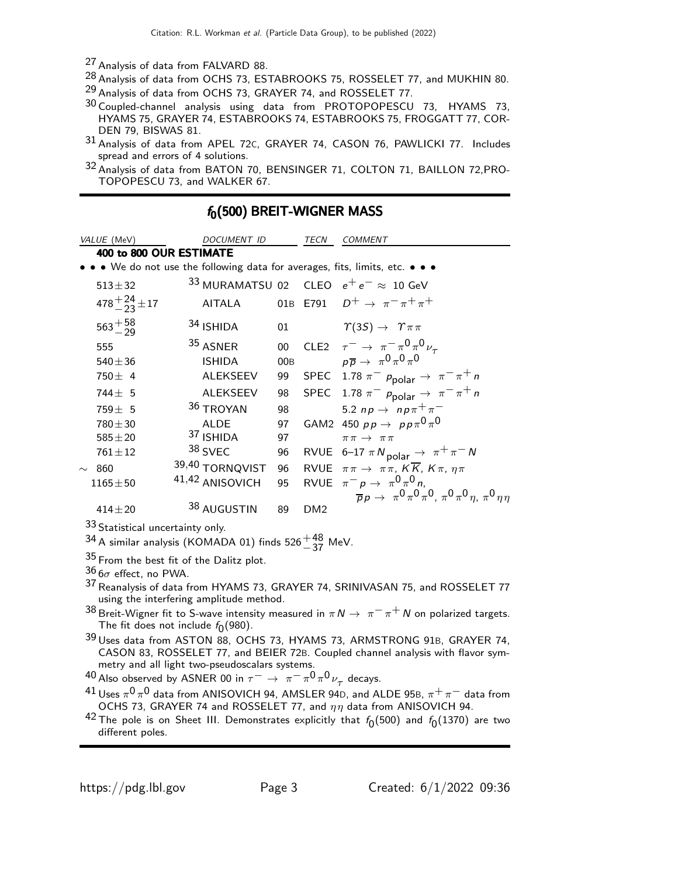[27] Analysis of data from FALVARD 88.

[28] Analysis of data from OCHS 73, ESTABROOKS 75, ROSSELET 77, and MUKHIN 80.

[29] Analysis of data from OCHS 73, GRAYER 74, and ROSSELET 77.

[30] Coupled-channel analysis using data from PROTOPOPESCU 73, HYAMS 73, HYAMS 75, GRAYER 74, ESTABROOKS 74, ESTABROOKS 75, FROGGATT 77, CORDEN 79, BISWAS 81.

[31] Analysis of data from APEL 72C, GRAYER 74, CASON 76, PAWLICKI 77. Includes spread and errors of 4 solutions.

[32] Analysis of data from BATON 70, BENSINGER 71, COLTON 71, BAILLON 72,PROTOPOPESCU 73, and WALKER 67.

## $f_0(500)$ BREIT-WIGNER MASS

| VALUE (MeV) | DOCUMENT ID | | TECN | COMMENT |
|---|---|---|---|---|
| **400 to 800 OUR ESTIMATE** | | | | |
| • • • We do not use the following data for averages, fits, limits, etc. • • • | | | | |
| $513 \pm 32$ | [33] MURAMATSU | 02 | CLEO | $e^+e^- \approx$ 10 GeV |
| $478^{+24}_{-23} \pm 17$ | AITALA | 01B | E791 | $D^+ \to \pi^-\pi^+\pi^+$ |
| $563^{+58}_{-29}$ | [34] ISHIDA | 01 | | $\Upsilon(3S) \to \Upsilon\pi\pi$ |
| 555 | [35] ASNER | 00 | CLE2 | $\tau^- \to \pi^-\pi^0\pi^0\nu_\tau$ |
| $540 \pm 36$ | ISHIDA | 00B | | $p\overline{p} \to \pi^0\pi^0\pi^0$ |
| $750 \pm 4$ | ALEKSEEV | 99 | SPEC | 1.78 $\pi^- p_{\text{polar}} \to \pi^-\pi^+ n$ |
| $744 \pm 5$ | ALEKSEEV | 98 | SPEC | 1.78 $\pi^- p_{\text{polar}} \to \pi^-\pi^+ n$ |
| $759 \pm 5$ | [36] TROYAN | 98 | | 5.2 $np \to np\pi^+\pi^-$ |
| $780 \pm 30$ | ALDE | 97 | GAM2 | 450 $pp \to pp\pi^0\pi^0$ |
| $585 \pm 20$ | [37] ISHIDA | 97 | | $\pi\pi \to \pi\pi$ |
| $761 \pm 12$ | [38] SVEC | 96 | RVUE | 6–17 $\pi N_{\text{polar}} \to \pi^+\pi^- N$ |
| $\sim$ 860 | [39,40] TORNQVIST | 96 | RVUE | $\pi\pi \to \pi\pi$, $K\overline{K}$, $K\pi$, $\eta\pi$ |
| $1165 \pm 50$ | [41,42] ANISOVICH | 95 | RVUE | $\pi^- p \to \pi^0\pi^0 n$, $\overline{p}p \to \pi^0\pi^0\pi^0$, $\pi^0\pi^0\eta$, $\pi^0\eta\eta$ |
| $414 \pm 20$ | [38] AUGUSTIN | 89 | DM2 | |

[33] Statistical uncertainty only.

[34] A similar analysis (KOMADA 01) finds $526^{+48}_{-37}$ MeV.

[35] From the best fit of the Dalitz plot.

[36] $6\sigma$ effect, no PWA.

[37] Reanalysis of data from HYAMS 73, GRAYER 74, SRINIVASAN 75, and ROSSELET 77 using the interfering amplitude method.

[38] Breit-Wigner fit to S-wave intensity measured in $\pi N \to \pi^-\pi^+ N$ on polarized targets. The fit does not include $f_0(980)$.

[39] Uses data from ASTON 88, OCHS 73, HYAMS 73, ARMSTRONG 91B, GRAYER 74, CASON 83, ROSSELET 77, and BEIER 72B. Coupled channel analysis with flavor symmetry and all light two-pseudoscalars systems.

[40] Also observed by ASNER 00 in $\tau^- \to \pi^-\pi^0\pi^0\nu_\tau$ decays.

[41] Uses $\pi^0\pi^0$ data from ANISOVICH 94, AMSLER 94D, and ALDE 95B, $\pi^+\pi^-$ data from OCHS 73, GRAYER 74 and ROSSELET 77, and $\eta\eta$ data from ANISOVICH 94.

[42] The pole is on Sheet III. Demonstrates explicitly that $f_0(500)$ and $f_0(1370)$ are two different poles.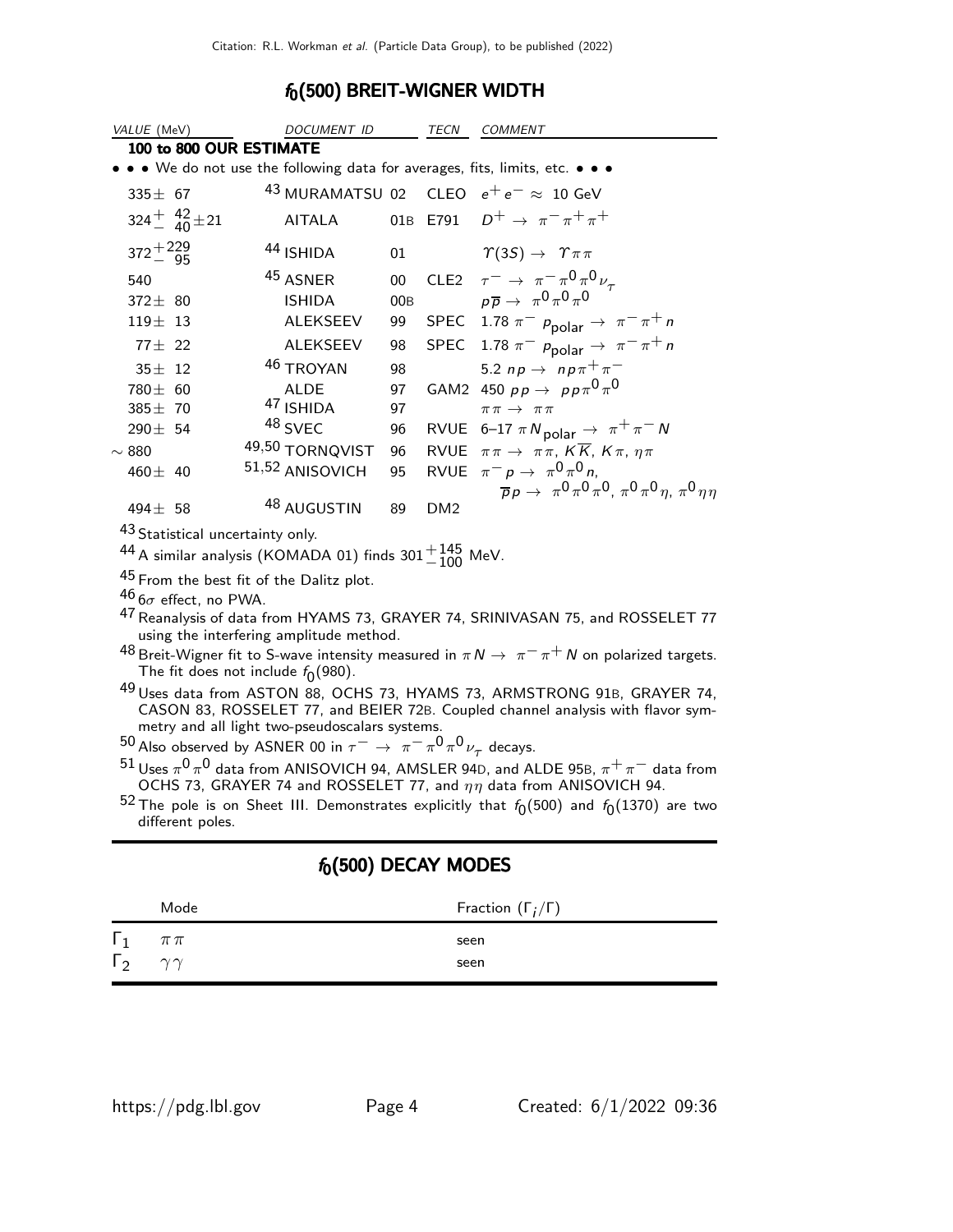## $f_0(500)$ BREIT-WIGNER WIDTH

| VALUE (MeV) | DOCUMENT ID | | TECN | COMMENT |
|---|---|---|---|---|
| **100 to 800 OUR ESTIMATE** | | | | |
| • • • We do not use the following data for averages, fits, limits, etc. • • • | | | | |
| $335 \pm 67$ | [43] MURAMATSU | 02 | CLEO | $e^+e^- \approx$ 10 GeV |
| $324^{+42}_{-40} \pm 21$ | AITALA | 01B | E791 | $D^+ \rightarrow \pi^-\pi^+\pi^+$ |
| $372^{+229}_{-95}$ | [44] ISHIDA | 01 | | $\Upsilon(3S) \rightarrow \Upsilon\pi\pi$ |
| 540 | [45] ASNER | 00 | CLE2 | $\tau^- \rightarrow \pi^-\pi^0\pi^0\nu_\tau$ |
| $372 \pm 80$ | ISHIDA | 00B | | $p\overline{p} \rightarrow \pi^0\pi^0\pi^0$ |
| $119 \pm 13$ | ALEKSEEV | 99 | SPEC | 1.78 $\pi^- p_{\text{polar}} \rightarrow \pi^-\pi^+ n$ |
| $77 \pm 22$ | ALEKSEEV | 98 | SPEC | 1.78 $\pi^- p_{\text{polar}} \rightarrow \pi^-\pi^+ n$ |
| $35 \pm 12$ | [46] TROYAN | 98 | | 5.2 $np \rightarrow np\pi^+\pi^-$ |
| $780 \pm 60$ | ALDE | 97 | GAM2 | 450 $pp \rightarrow pp\pi^0\pi^0$ |
| $385 \pm 70$ | [47] ISHIDA | 97 | | $\pi\pi \rightarrow \pi\pi$ |
| $290 \pm 54$ | [48] SVEC | 96 | RVUE | 6–17 $\pi N_{\text{polar}} \rightarrow \pi^+\pi^- N$ |
| $\sim 880$ | [49,50] TORNQVIST | 96 | RVUE | $\pi\pi \rightarrow \pi\pi$, $K\overline{K}$, $K\pi$, $\eta\pi$ |
| $460 \pm 40$ | [51,52] ANISOVICH | 95 | RVUE | $\pi^- p \rightarrow \pi^0\pi^0 n$, $\overline{p}p \rightarrow \pi^0\pi^0\pi^0$, $\pi^0\pi^0\eta$, $\pi^0\eta\eta$ |
| $494 \pm 58$ | [48] AUGUSTIN | 89 | DM2 | |

[43] Statistical uncertainty only.

[44] A similar analysis (KOMADA 01) finds $301^{+145}_{-100}$ MeV.

[45] From the best fit of the Dalitz plot.

[46] $6\sigma$ effect, no PWA.

[47] Reanalysis of data from HYAMS 73, GRAYER 74, SRINIVASAN 75, and ROSSELET 77 using the interfering amplitude method.

[48] Breit-Wigner fit to S-wave intensity measured in $\pi N \rightarrow \pi^-\pi^+ N$ on polarized targets. The fit does not include $f_0(980)$.

[49] Uses data from ASTON 88, OCHS 73, HYAMS 73, ARMSTRONG 91B, GRAYER 74, CASON 83, ROSSELET 77, and BEIER 72B. Coupled channel analysis with flavor symmetry and all light two-pseudoscalars systems.

[50] Also observed by ASNER 00 in $\tau^- \rightarrow \pi^-\pi^0\pi^0\nu_\tau$ decays.

[51] Uses $\pi^0\pi^0$ data from ANISOVICH 94, AMSLER 94D, and ALDE 95B, $\pi^+\pi^-$ data from OCHS 73, GRAYER 74 and ROSSELET 77, and $\eta\eta$ data from ANISOVICH 94.

[52] The pole is on Sheet III. Demonstrates explicitly that $f_0(500)$ and $f_0(1370)$ are two different poles.

## $f_0(500)$ DECAY MODES

| | Mode | Fraction ($\Gamma_i/\Gamma$) |
|---|---|---|
| $\Gamma_1$ | $\pi\pi$ | seen |
| $\Gamma_2$ | $\gamma\gamma$ | seen |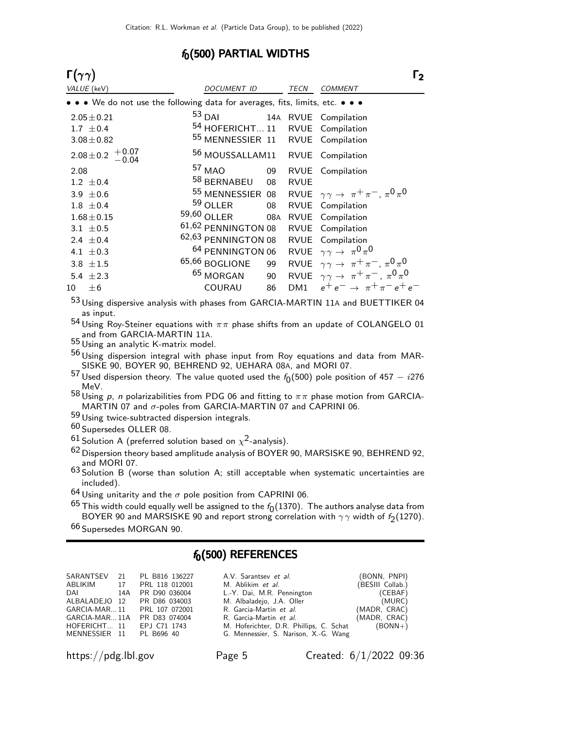## $f_0(500)$ PARTIAL WIDTHS

### $\Gamma(\gamma\gamma)$ $\Gamma_2$

| VALUE (keV) | DOCUMENT ID | | TECN | COMMENT |
|---|---|---|---|---|
| • • • We do not use the following data for averages, fits, limits, etc. • • • | | | | |
| $2.05\pm0.21$ | [53] DAI | 14A | RVUE | Compilation |
| $1.7\ \pm0.4$ | [54] HOFERICHT... | 11 | RVUE | Compilation |
| $3.08\pm0.82$ | [55] MENNESSIER | 11 | RVUE | Compilation |
| $2.08\pm0.2\ {}^{+0.07}_{-0.04}$ | [56] MOUSSALLAM | 11 | RVUE | Compilation |
| 2.08 | [57] MAO | 09 | RVUE | Compilation |
| $1.2\ \pm0.4$ | [58] BERNABEU | 08 | RVUE | |
| $3.9\ \pm0.6$ | [55] MENNESSIER | 08 | RVUE | $\gamma\gamma \rightarrow \pi^+\pi^-, \pi^0\pi^0$ |
| $1.8\ \pm0.4$ | [59] OLLER | 08 | RVUE | Compilation |
| $1.68\pm0.15$ | [59,60] OLLER | 08A | RVUE | Compilation |
| $3.1\ \pm0.5$ | [61,62] PENNINGTON | 08 | RVUE | Compilation |
| $2.4\ \pm0.4$ | [62,63] PENNINGTON | 08 | RVUE | Compilation |
| $4.1\ \pm0.3$ | [64] PENNINGTON | 06 | RVUE | $\gamma\gamma \rightarrow \pi^0\pi^0$ |
| $3.8\ \pm1.5$ | [65,66] BOGLIONE | 99 | RVUE | $\gamma\gamma \rightarrow \pi^+\pi^-, \pi^0\pi^0$ |
| $5.4\ \pm2.3$ | [65] MORGAN | 90 | RVUE | $\gamma\gamma \rightarrow \pi^+\pi^-, \pi^0\pi^0$ |
| $10\ \ \pm6$ | COURAU | 86 | DM1 | $e^+e^- \rightarrow \pi^+\pi^-e^+e^-$ |

[53] Using dispersive analysis with phases from GARCIA-MARTIN 11A and BUETTIKER 04 as input.

[54] Using Roy-Steiner equations with $\pi\pi$ phase shifts from an update of COLANGELO 01 and from GARCIA-MARTIN 11A.

[55] Using an analytic K-matrix model.

[56] Using dispersion integral with phase input from Roy equations and data from MARSISKE 90, BOYER 90, BEHREND 92, UEHARA 08A, and MORI 07.

[57] Used dispersion theory. The value quoted used the $f_0(500)$ pole position of $457 - i276$ MeV.

[58] Using $p$, $n$ polarizabilities from PDG 06 and fitting to $\pi\pi$ phase motion from GARCIA-MARTIN 07 and $\sigma$-poles from GARCIA-MARTIN 07 and CAPRINI 06.

[59] Using twice-subtracted dispersion integrals.

[60] Supersedes OLLER 08.

[61] Solution A (preferred solution based on $\chi^2$-analysis).

[62] Dispersion theory based amplitude analysis of BOYER 90, MARSISKE 90, BEHREND 92, and MORI 07.

[63] Solution B (worse than solution A; still acceptable when systematic uncertainties are included).

[64] Using unitarity and the $\sigma$ pole position from CAPRINI 06.

[65] This width could equally well be assigned to the $f_0(1370)$. The authors analyse data from BOYER 90 and MARSISKE 90 and report strong correlation with $\gamma\gamma$ width of $f_2(1270)$.

[66] Supersedes MORGAN 90.

## $f_0(500)$ REFERENCES

| | | | | |
|---|---|---|---|---|
| SARANTSEV | 21 | PL B816 136227 | A.V. Sarantsev *et al.* | (BONN, PNPI) |
| ABLIKIM | 17 | PRL 118 012001 | M. Ablikim *et al.* | (BESIII Collab.) |
| DAI | 14A | PR D90 036004 | L.-Y. Dai, M.R. Pennington | (CEBAF) |
| ALBALADEJO | 12 | PR D86 034003 | M. Albaladejo, J.A. Oller | (MURC) |
| GARCIA-MAR... | 11 | PRL 107 072001 | R. Garcia-Martin *et al.* | (MADR, CRAC) |
| GARCIA-MAR... | 11A | PR D83 074004 | R. Garcia-Martin *et al.* | (MADR, CRAC) |
| HOFERICHT... | 11 | EPJ C71 1743 | M. Hoferichter, D.R. Phillips, C. Schat | (BONN+) |
| MENNESSIER | 11 | PL B696 40 | G. Mennessier, S. Narison, X.-G. Wang | |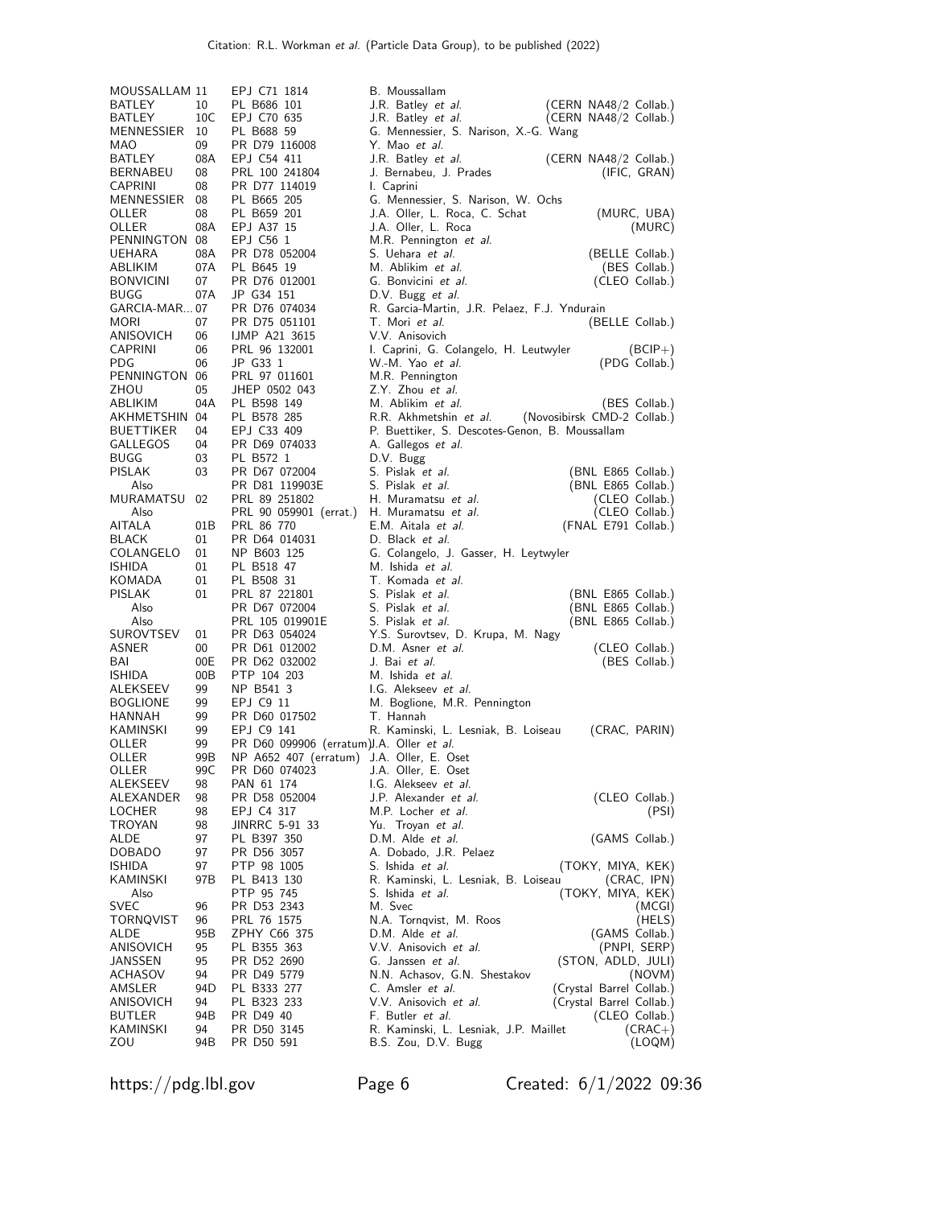| | | | | |
|---|---|---|---|---|
| MOUSSALLAM | 11 | EPJ C71 1814 | B. Moussallam | |
| BATLEY | 10 | PL B686 101 | J.R. Batley *et al.* | (CERN NA48/2 Collab.) |
| BATLEY | 10C | EPJ C70 635 | J.R. Batley *et al.* | (CERN NA48/2 Collab.) |
| MENNESSIER | 10 | PL B688 59 | G. Mennessier, S. Narison, X.-G. Wang | |
| MAO | 09 | PR D79 116008 | Y. Mao *et al.* | |
| BATLEY | 08A | EPJ C54 411 | J.R. Batley *et al.* | (CERN NA48/2 Collab.) |
| BERNABEU | 08 | PRL 100 241804 | J. Bernabeu, J. Prades | (IFIC, GRAN) |
| CAPRINI | 08 | PR D77 114019 | I. Caprini | |
| MENNESSIER | 08 | PL B665 205 | G. Mennessier, S. Narison, W. Ochs | |
| OLLER | 08 | PL B659 201 | J.A. Oller, L. Roca, C. Schat | (MURC, UBA) |
| OLLER | 08A | EPJ A37 15 | J.A. Oller, L. Roca | (MURC) |
| PENNINGTON | 08 | EPJ C56 1 | M.R. Pennington *et al.* | |
| UEHARA | 08A | PR D78 052004 | S. Uehara *et al.* | (BELLE Collab.) |
| ABLIKIM | 07A | PL B645 19 | M. Ablikim *et al.* | (BES Collab.) |
| BONVICINI | 07 | PR D76 012001 | G. Bonvicini *et al.* | (CLEO Collab.) |
| BUGG | 07A | JP G34 151 | D.V. Bugg *et al.* | |
| GARCIA-MAR... | 07 | PR D76 074034 | R. Garcia-Martin, J.R. Pelaez, F.J. Yndurain | |
| MORI | 07 | PR D75 051101 | T. Mori *et al.* | (BELLE Collab.) |
| ANISOVICH | 06 | IJMP A21 3615 | V.V. Anisovich | |
| CAPRINI | 06 | PRL 96 132001 | I. Caprini, G. Colangelo, H. Leutwyler | (BCIP+) |
| PDG | 06 | JP G33 1 | W.-M. Yao *et al.* | (PDG Collab.) |
| PENNINGTON | 06 | PRL 97 011601 | M.R. Pennington | |
| ZHOU | 05 | JHEP 0502 043 | Z.Y. Zhou *et al.* | |
| ABLIKIM | 04A | PL B598 149 | M. Ablikim *et al.* | (BES Collab.) |
| AKHMETSHIN | 04 | PL B578 285 | R.R. Akhmetshin *et al.* | (Novosibirsk CMD-2 Collab.) |
| BUETTIKER | 04 | EPJ C33 409 | P. Buettiker, S. Descotes-Genon, B. Moussallam | |
| GALLEGOS | 04 | PR D69 074033 | A. Gallegos *et al.* | |
| BUGG | 03 | PL B572 1 | D.V. Bugg | |
| PISLAK | 03 | PR D67 072004 | S. Pislak *et al.* | (BNL E865 Collab.) |
| Also | | PR D81 119903E | S. Pislak *et al.* | (BNL E865 Collab.) |
| MURAMATSU | 02 | PRL 89 251802 | H. Muramatsu *et al.* | (CLEO Collab.) |
| Also | | PRL 90 059901 (errat.) | H. Muramatsu *et al.* | (CLEO Collab.) |
| AITALA | 01B | PRL 86 770 | E.M. Aitala *et al.* | (FNAL E791 Collab.) |
| BLACK | 01 | PR D64 014031 | D. Black *et al.* | |
| COLANGELO | 01 | NP B603 125 | G. Colangelo, J. Gasser, H. Leytwyler | |
| ISHIDA | 01 | PL B518 47 | M. Ishida *et al.* | |
| KOMADA | 01 | PL B508 31 | T. Komada *et al.* | |
| PISLAK | 01 | PRL 87 221801 | S. Pislak *et al.* | (BNL E865 Collab.) |
| Also | | PR D67 072004 | S. Pislak *et al.* | (BNL E865 Collab.) |
| Also | | PRL 105 019901E | S. Pislak *et al.* | (BNL E865 Collab.) |
| SUROVTSEV | 01 | PR D63 054024 | Y.S. Surovtsev, D. Krupa, M. Nagy | |
| ASNER | 00 | PR D61 012002 | D.M. Asner *et al.* | (CLEO Collab.) |
| BAI | 00E | PR D62 032002 | J. Bai *et al.* | (BES Collab.) |
| ISHIDA | 00B | PTP 104 203 | M. Ishida *et al.* | |
| ALEKSEEV | 99 | NP B541 3 | I.G. Alekseev *et al.* | |
| BOGLIONE | 99 | EPJ C9 11 | M. Boglione, M.R. Pennington | |
| HANNAH | 99 | PR D60 017502 | T. Hannah | |
| KAMINSKI | 99 | EPJ C9 141 | R. Kaminski, L. Lesniak, B. Loiseau | (CRAC, PARIN) |
| OLLER | 99 | PR D60 099906 (erratum) | J.A. Oller *et al.* | |
| OLLER | 99B | NP A652 407 (erratum) | J.A. Oller, E. Oset | |
| OLLER | 99C | PR D60 074023 | J.A. Oller, E. Oset | |
| ALEKSEEV | 98 | PAN 61 174 | I.G. Alekseev *et al.* | |
| ALEXANDER | 98 | PR D58 052004 | J.P. Alexander *et al.* | (CLEO Collab.) |
| LOCHER | 98 | EPJ C4 317 | M.P. Locher *et al.* | (PSI) |
| TROYAN | 98 | JINRRC 5-91 33 | Yu. Troyan *et al.* | |
| ALDE | 97 | PL B397 350 | D.M. Alde *et al.* | (GAMS Collab.) |
| DOBADO | 97 | PR D56 3057 | A. Dobado, J.R. Pelaez | |
| ISHIDA | 97 | PTP 98 1005 | S. Ishida *et al.* | (TOKY, MIYA, KEK) |
| KAMINSKI | 97B | PL B413 130 | R. Kaminski, L. Lesniak, B. Loiseau | (CRAC, IPN) |
| Also | | PTP 95 745 | S. Ishida *et al.* | (TOKY, MIYA, KEK) |
| SVEC | 96 | PR D53 2343 | M. Svec | (MCGI) |
| TORNQVIST | 96 | PRL 76 1575 | N.A. Tornqvist, M. Roos | (HELS) |
| ALDE | 95B | ZPHY C66 375 | D.M. Alde *et al.* | (GAMS Collab.) |
| ANISOVICH | 95 | PL B355 363 | V.V. Anisovich *et al.* | (PNPI, SERP) |
| JANSSEN | 95 | PR D52 2690 | G. Janssen *et al.* | (STON, ADLD, JULI) |
| ACHASOV | 94 | PR D49 5779 | N.N. Achasov, G.N. Shestakov | (NOVM) |
| AMSLER | 94D | PL B333 277 | C. Amsler *et al.* | (Crystal Barrel Collab.) |
| ANISOVICH | 94 | PL B323 233 | V.V. Anisovich *et al.* | (Crystal Barrel Collab.) |
| BUTLER | 94B | PR D49 40 | F. Butler *et al.* | (CLEO Collab.) |
| KAMINSKI | 94 | PR D50 3145 | R. Kaminski, L. Lesniak, J.P. Maillet | (CRAC+) |
| ZOU | 94B | PR D50 591 | B.S. Zou, D.V. Bugg | (LOQM) |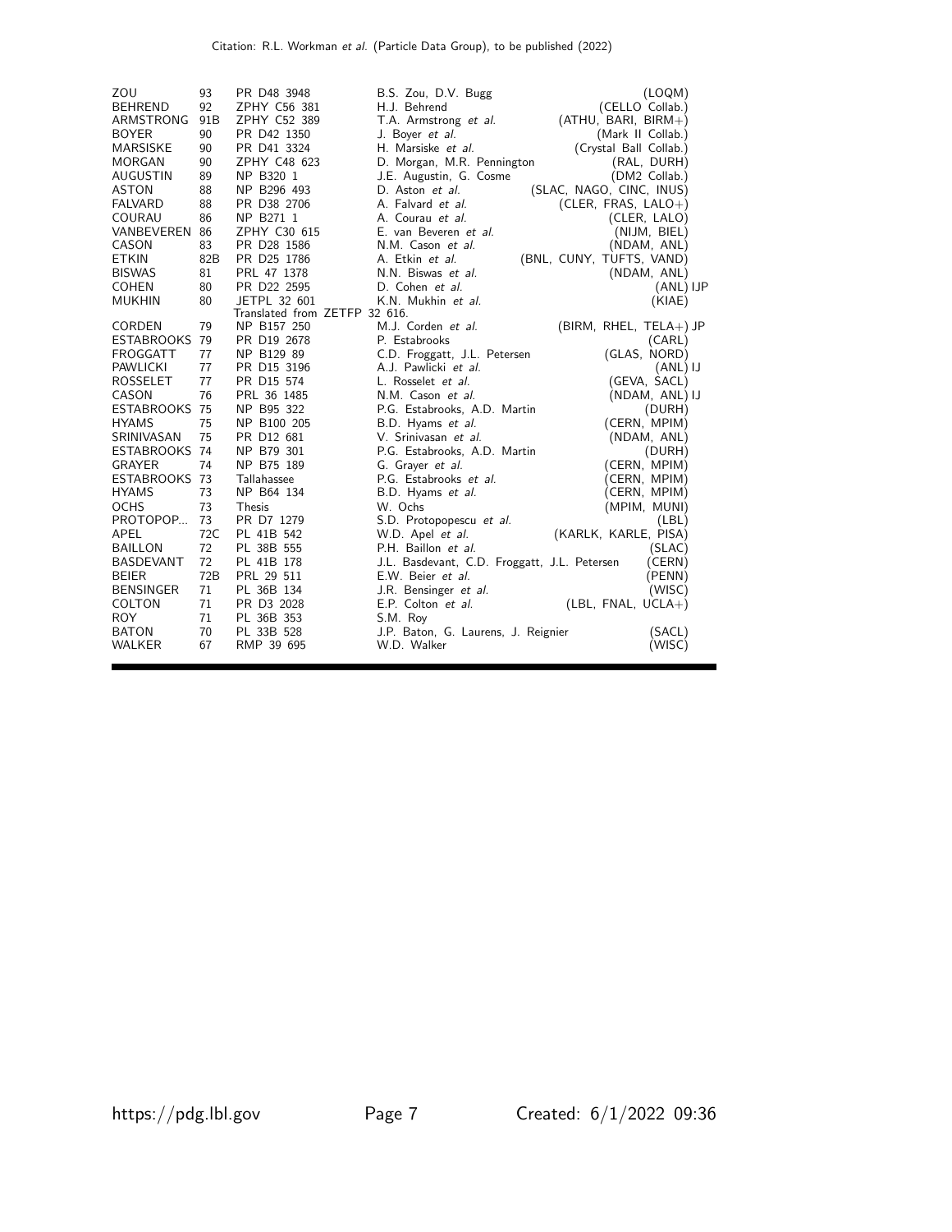| | | | | |
|---|---|---|---|---|
| ZOU | 93 | PR D48 3948 | B.S. Zou, D.V. Bugg | (LOQM) |
| BEHREND | 92 | ZPHY C56 381 | H.J. Behrend | (CELLO Collab.) |
| ARMSTRONG | 91B | ZPHY C52 389 | T.A. Armstrong *et al.* | (ATHU, BARI, BIRM+) |
| BOYER | 90 | PR D42 1350 | J. Boyer *et al.* | (Mark II Collab.) |
| MARSISKE | 90 | PR D41 3324 | H. Marsiske *et al.* | (Crystal Ball Collab.) |
| MORGAN | 90 | ZPHY C48 623 | D. Morgan, M.R. Pennington | (RAL, DURH) |
| AUGUSTIN | 89 | NP B320 1 | J.E. Augustin, G. Cosme | (DM2 Collab.) |
| ASTON | 88 | NP B296 493 | D. Aston *et al.* | (SLAC, NAGO, CINC, INUS) |
| FALVARD | 88 | PR D38 2706 | A. Falvard *et al.* | (CLER, FRAS, LALO+) |
| COURAU | 86 | NP B271 1 | A. Courau *et al.* | (CLER, LALO) |
| VANBEVEREN | 86 | ZPHY C30 615 | E. van Beveren *et al.* | (NIJM, BIEL) |
| CASON | 83 | PR D28 1586 | N.M. Cason *et al.* | (NDAM, ANL) |
| ETKIN | 82B | PR D25 1786 | A. Etkin *et al.* | (BNL, CUNY, TUFTS, VAND) |
| BISWAS | 81 | PRL 47 1378 | N.N. Biswas *et al.* | (NDAM, ANL) |
| COHEN | 80 | PR D22 2595 | D. Cohen *et al.* | (ANL) IJP |
| MUKHIN | 80 | JETPL 32 601 | K.N. Mukhin *et al.* | (KIAE) |
| | | Translated from ZETFP 32 616. | | |
| CORDEN | 79 | NP B157 250 | M.J. Corden *et al.* | (BIRM, RHEL, TELA+) JP |
| ESTABROOKS | 79 | PR D19 2678 | P. Estabrooks | (CARL) |
| FROGGATT | 77 | NP B129 89 | C.D. Froggatt, J.L. Petersen | (GLAS, NORD) |
| PAWLICKI | 77 | PR D15 3196 | A.J. Pawlicki *et al.* | (ANL) IJ |
| ROSSELET | 77 | PR D15 574 | L. Rosselet *et al.* | (GEVA, SACL) |
| CASON | 76 | PRL 36 1485 | N.M. Cason *et al.* | (NDAM, ANL) IJ |
| ESTABROOKS | 75 | NP B95 322 | P.G. Estabrooks, A.D. Martin | (DURH) |
| HYAMS | 75 | NP B100 205 | B.D. Hyams *et al.* | (CERN, MPIM) |
| SRINIVASAN | 75 | PR D12 681 | V. Srinivasan *et al.* | (NDAM, ANL) |
| ESTABROOKS | 74 | NP B79 301 | P.G. Estabrooks, A.D. Martin | (DURH) |
| GRAYER | 74 | NP B75 189 | G. Grayer *et al.* | (CERN, MPIM) |
| ESTABROOKS | 73 | Tallahassee | P.G. Estabrooks *et al.* | (CERN, MPIM) |
| HYAMS | 73 | NP B64 134 | B.D. Hyams *et al.* | (CERN, MPIM) |
| OCHS | 73 | Thesis | W. Ochs | (MPIM, MUNI) |
| PROTOPOP... | 73 | PR D7 1279 | S.D. Protopopescu *et al.* | (LBL) |
| APEL | 72C | PL 41B 542 | W.D. Apel *et al.* | (KARLK, KARLE, PISA) |
| BAILLON | 72 | PL 38B 555 | P.H. Baillon *et al.* | (SLAC) |
| BASDEVANT | 72 | PL 41B 178 | J.L. Basdevant, C.D. Froggatt, J.L. Petersen | (CERN) |
| BEIER | 72B | PRL 29 511 | E.W. Beier *et al.* | (PENN) |
| BENSINGER | 71 | PL 36B 134 | J.R. Bensinger *et al.* | (WISC) |
| COLTON | 71 | PR D3 2028 | E.P. Colton *et al.* | (LBL, FNAL, UCLA+) |
| ROY | 71 | PL 36B 353 | S.M. Roy | |
| BATON | 70 | PL 33B 528 | J.P. Baton, G. Laurens, J. Reignier | (SACL) |
| WALKER | 67 | RMP 39 695 | W.D. Walker | (WISC) |